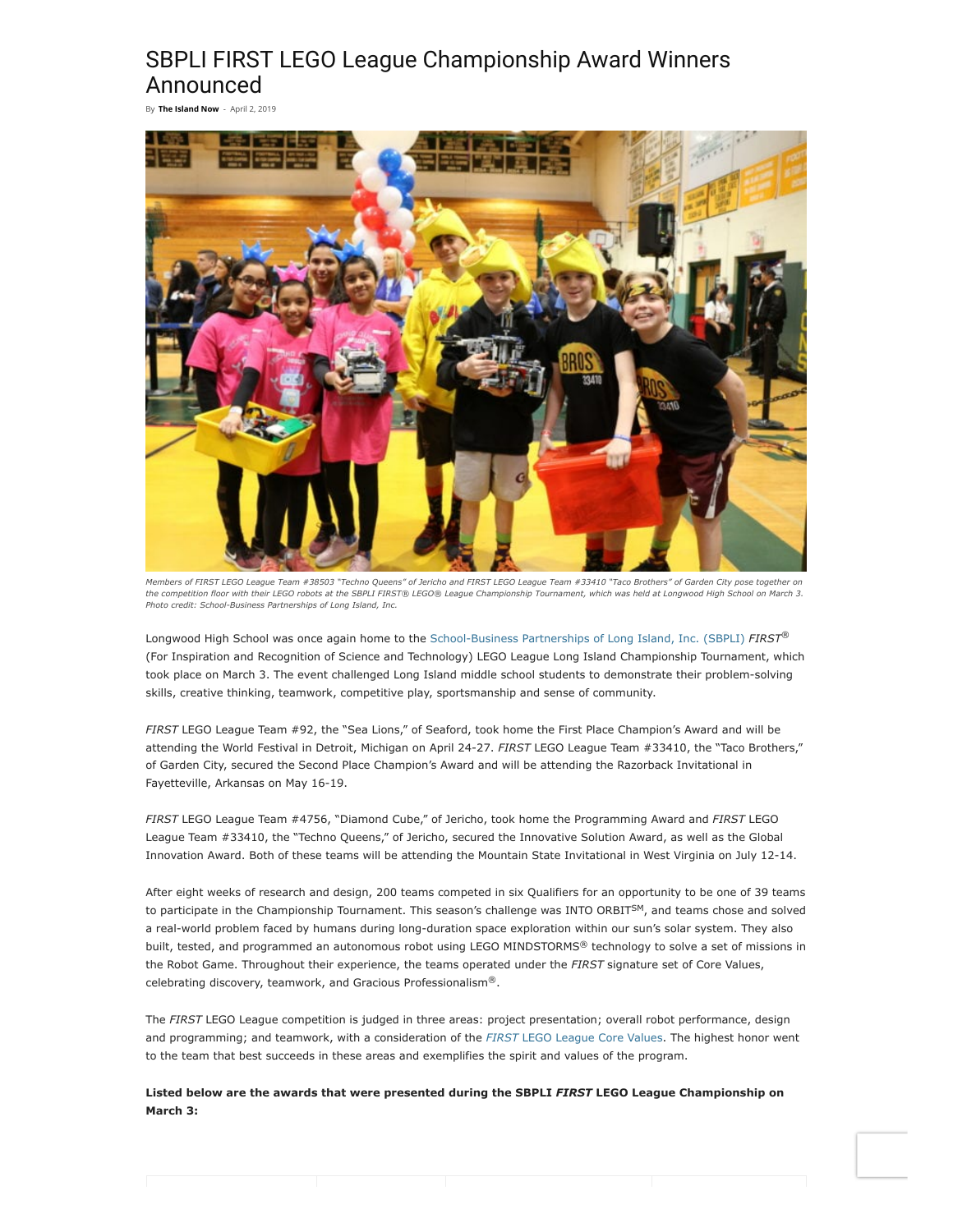# SBPLI FIRST LEGO League Championship Award Winners Announced

By **The Island Now** - April 2, 2019

*Members of FIRST LEGO League Team #38503 "Techno Queens" of Jericho and FIRST LEGO League Team #33410 "Taco Brothers" of Garden City pose together on the competition floor with their LEGO robots at the SBPLI FIRST® LEGO® League Championship Tournament, which was held at Longwood High School on March 3. Photo credit: School-Business Partnerships of Long Island, Inc.*

Longwood High School was once again home to the School-Business Partnerships of Long Island, Inc. (SBPLI) *FIRST*® (For Inspiration and Recognition of Science and Technology) LEGO League Long Island Championship Tournament, which took place on March 3. The event challenged Long Island middle school students to demonstrate their problem-solving skills, creative thinking, teamwork, competitive play, sportsmanship and sense of community.

*FIRST* LEGO League Team #92, the "Sea Lions," of Seaford, took home the First Place Champion's Award and will be attending the World Festival in Detroit, Michigan on April 24-27. *FIRST* LEGO League Team #33410, the "Taco Brothers," of Garden City, secured the Second Place Champion's Award and will be attending the Razorback Invitational in Fayetteville, Arkansas on May 16-19.

*FIRST* LEGO League Team #4756, "Diamond Cube," of Jericho, took home the Programming Award and *FIRST* LEGO League Team #33410, the "Techno Queens," of Jericho, secured the Innovative Solution Award, as well as the Global Innovation Award. Both of these teams will be attending the Mountain State Invitational in West Virginia on July 12-14.

After eight weeks of research and design, 200 teams competed in six Qualifiers for an opportunity to be one of 39 teams to participate in the Championship Tournament. This season's challenge was INTO ORBIT℠, and teams chose and solved a real-world problem faced by humans during long-duration space exploration within our sun's solar system. They also built, tested, and programmed an autonomous robot using LEGO MINDSTORMS® technology to solve a set of missions in the Robot Game. Throughout their experience, the teams operated under the *FIRST* signature set of Core Values, celebrating discovery, teamwork, and Gracious Professionalism®.

The *FIRST* LEGO League competition is judged in three areas: project presentation; overall robot performance, design and programming; and teamwork, with a consideration of the *FIRST* LEGO League Core Values. The highest honor went to the team that best succeeds in these areas and exemplifies the spirit and values of the program.

**Listed below are the awards that were presented during the SBPLI *FIRST* LEGO League Championship on March 3:**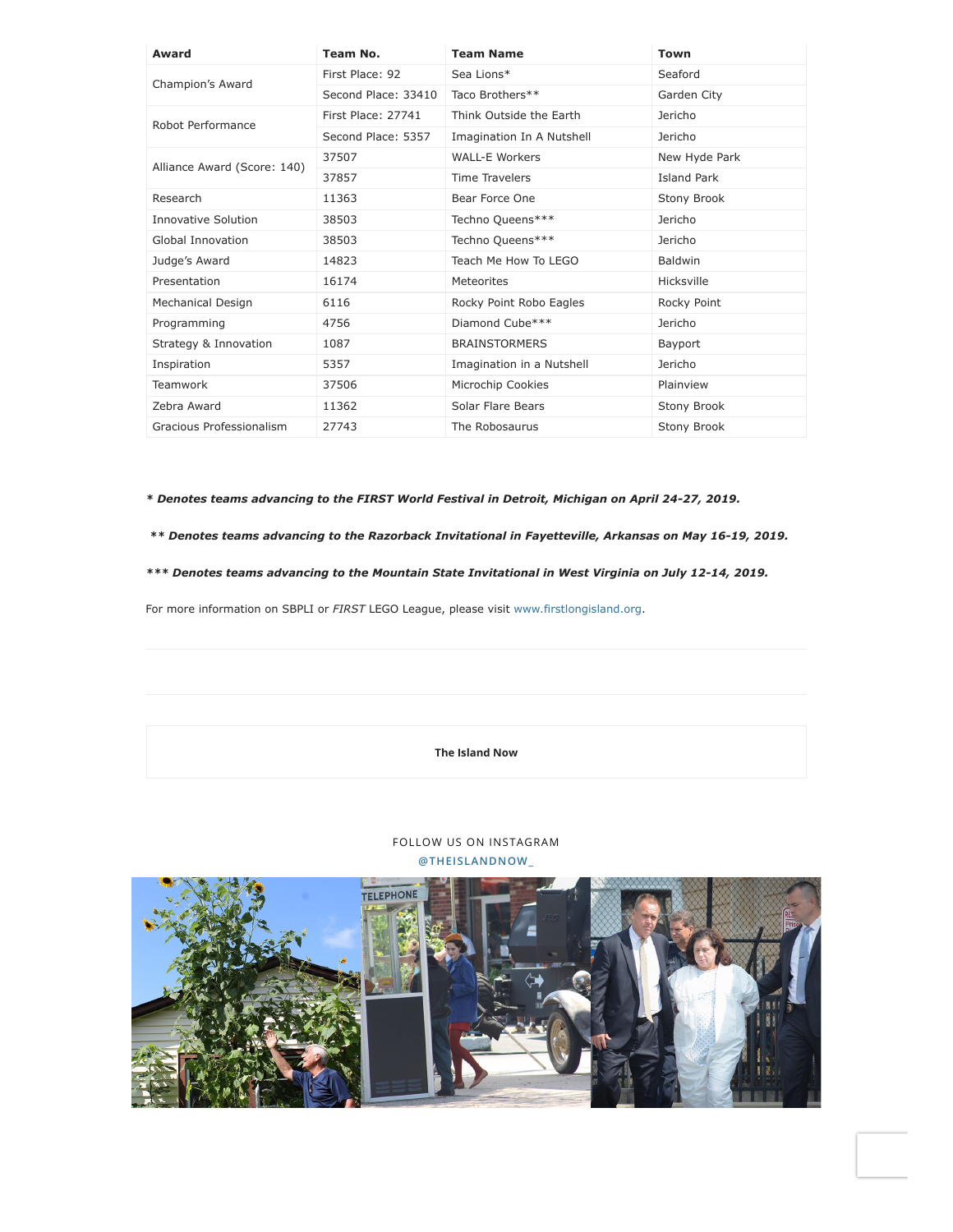| Award | Team No. | Team Name | Town |
|---|---|---|---|
| Champion's Award | First Place: 92 | Sea Lions* | Seaford |
| | Second Place: 33410 | Taco Brothers** | Garden City |
| Robot Performance | First Place: 27741 | Think Outside the Earth | Jericho |
| | Second Place: 5357 | Imagination In A Nutshell | Jericho |
| Alliance Award (Score: 140) | 37507 | WALL-E Workers | New Hyde Park |
| | 37857 | Time Travelers | Island Park |
| Research | 11363 | Bear Force One | Stony Brook |
| Innovative Solution | 38503 | Techno Queens*** | Jericho |
| Global Innovation | 38503 | Techno Queens*** | Jericho |
| Judge's Award | 14823 | Teach Me How To LEGO | Baldwin |
| Presentation | 16174 | Meteorites | Hicksville |
| Mechanical Design | 6116 | Rocky Point Robo Eagles | Rocky Point |
| Programming | 4756 | Diamond Cube*** | Jericho |
| Strategy & Innovation | 1087 | BRAINSTORMERS | Bayport |
| Inspiration | 5357 | Imagination in a Nutshell | Jericho |
| Teamwork | 37506 | Microchip Cookies | Plainview |
| Zebra Award | 11362 | Solar Flare Bears | Stony Brook |
| Gracious Professionalism | 27743 | The Robosaurus | Stony Brook |

***\* Denotes teams advancing to the FIRST World Festival in Detroit, Michigan on April 24-27, 2019.***

***\*\* Denotes teams advancing to the Razorback Invitational in Fayetteville, Arkansas on May 16-19, 2019.***

***\*\*\* Denotes teams advancing to the Mountain State Invitational in West Virginia on July 12-14, 2019.***

For more information on SBPLI or *FIRST* LEGO League, please visit www.firstlongisland.org.

**The Island Now**

FOLLOW US ON INSTAGRAM
@THEISLANDNOW_